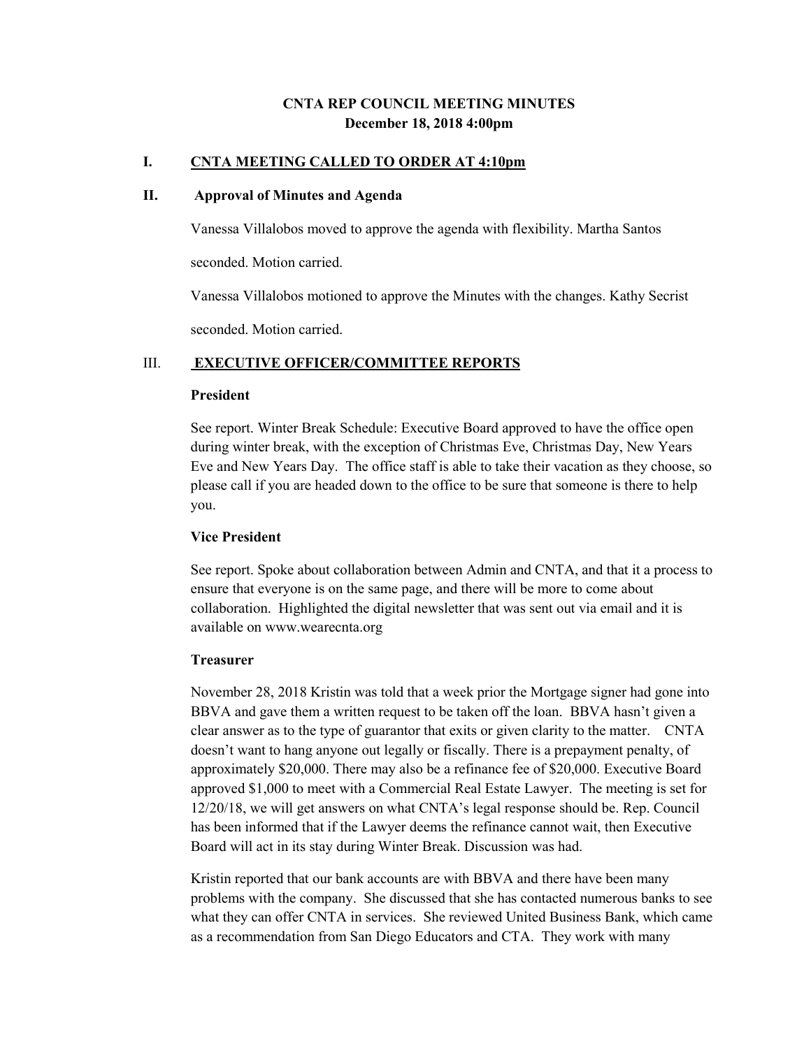# CNTA REP COUNCIL MEETING MINUTES
**December 18, 2018 4:00pm**

## I. CNTA MEETING CALLED TO ORDER AT 4:10pm

## II. Approval of Minutes and Agenda

Vanessa Villalobos moved to approve the agenda with flexibility. Martha Santos seconded. Motion carried.

Vanessa Villalobos motioned to approve the Minutes with the changes. Kathy Secrist seconded. Motion carried.

## III. EXECUTIVE OFFICER/COMMITTEE REPORTS

### President

See report. Winter Break Schedule: Executive Board approved to have the office open during winter break, with the exception of Christmas Eve, Christmas Day, New Years Eve and New Years Day. The office staff is able to take their vacation as they choose, so please call if you are headed down to the office to be sure that someone is there to help you.

### Vice President

See report. Spoke about collaboration between Admin and CNTA, and that it a process to ensure that everyone is on the same page, and there will be more to come about collaboration. Highlighted the digital newsletter that was sent out via email and it is available on www.wearecnta.org

### Treasurer

November 28, 2018 Kristin was told that a week prior the Mortgage signer had gone into BBVA and gave them a written request to be taken off the loan. BBVA hasn't given a clear answer as to the type of guarantor that exits or given clarity to the matter. CNTA doesn't want to hang anyone out legally or fiscally. There is a prepayment penalty, of approximately $20,000. There may also be a refinance fee of $20,000. Executive Board approved $1,000 to meet with a Commercial Real Estate Lawyer. The meeting is set for 12/20/18, we will get answers on what CNTA's legal response should be. Rep. Council has been informed that if the Lawyer deems the refinance cannot wait, then Executive Board will act in its stay during Winter Break. Discussion was had.

Kristin reported that our bank accounts are with BBVA and there have been many problems with the company. She discussed that she has contacted numerous banks to see what they can offer CNTA in services. She reviewed United Business Bank, which came as a recommendation from San Diego Educators and CTA. They work with many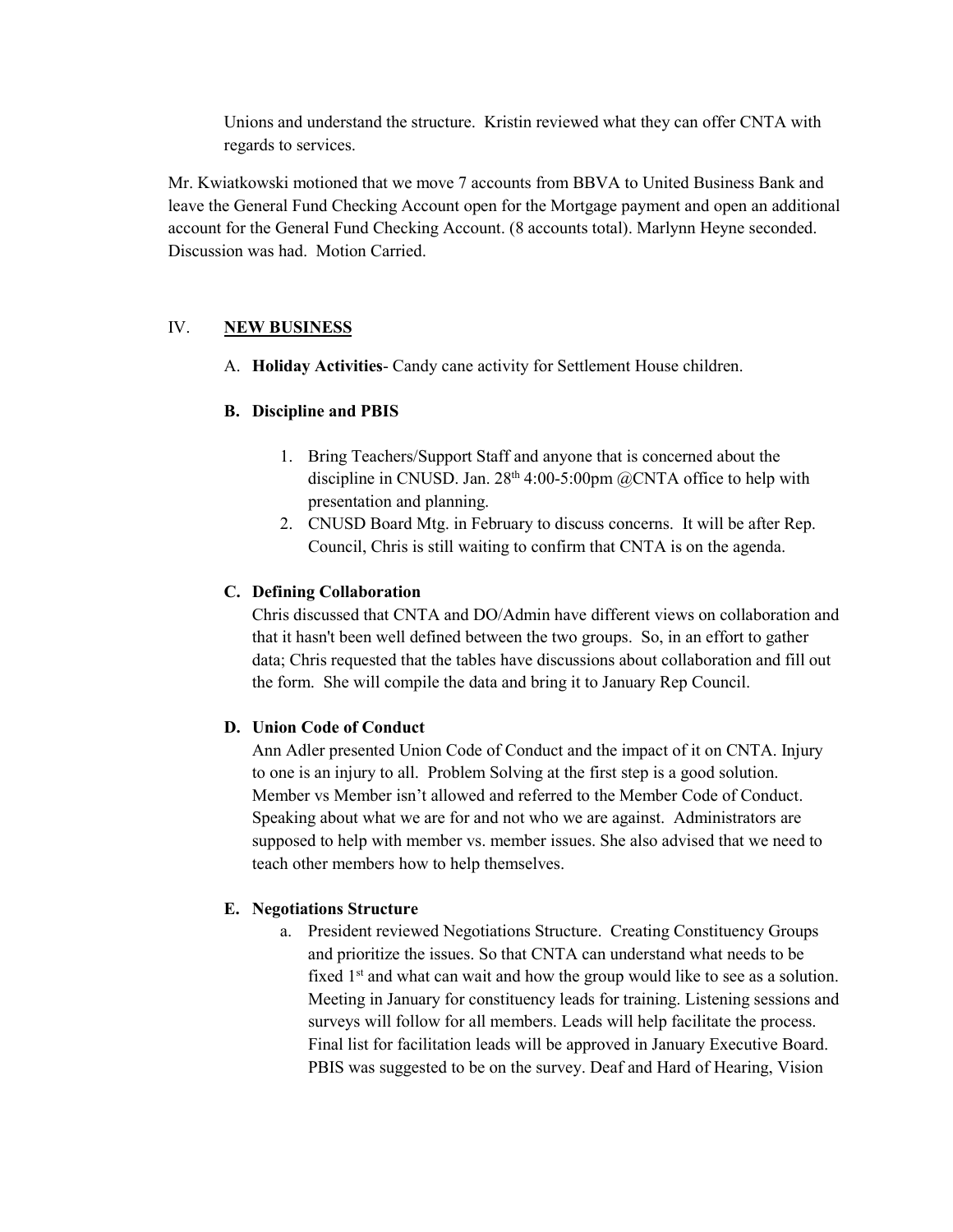Unions and understand the structure. Kristin reviewed what they can offer CNTA with regards to services.

Mr. Kwiatkowski motioned that we move 7 accounts from BBVA to United Business Bank and leave the General Fund Checking Account open for the Mortgage payment and open an additional account for the General Fund Checking Account. (8 accounts total). Marlynn Heyne seconded. Discussion was had. Motion Carried.

## IV. NEW BUSINESS

A. **Holiday Activities**- Candy cane activity for Settlement House children.

**B. Discipline and PBIS**

1. Bring Teachers/Support Staff and anyone that is concerned about the discipline in CNUSD. Jan. 28th 4:00-5:00pm @CNTA office to help with presentation and planning.
2. CNUSD Board Mtg. in February to discuss concerns. It will be after Rep. Council, Chris is still waiting to confirm that CNTA is on the agenda.

**C. Defining Collaboration**

Chris discussed that CNTA and DO/Admin have different views on collaboration and that it hasn't been well defined between the two groups. So, in an effort to gather data; Chris requested that the tables have discussions about collaboration and fill out the form. She will compile the data and bring it to January Rep Council.

**D. Union Code of Conduct**

Ann Adler presented Union Code of Conduct and the impact of it on CNTA. Injury to one is an injury to all. Problem Solving at the first step is a good solution. Member vs Member isn't allowed and referred to the Member Code of Conduct. Speaking about what we are for and not who we are against. Administrators are supposed to help with member vs. member issues. She also advised that we need to teach other members how to help themselves.

**E. Negotiations Structure**

a. President reviewed Negotiations Structure. Creating Constituency Groups and prioritize the issues. So that CNTA can understand what needs to be fixed 1st and what can wait and how the group would like to see as a solution. Meeting in January for constituency leads for training. Listening sessions and surveys will follow for all members. Leads will help facilitate the process. Final list for facilitation leads will be approved in January Executive Board. PBIS was suggested to be on the survey. Deaf and Hard of Hearing, Vision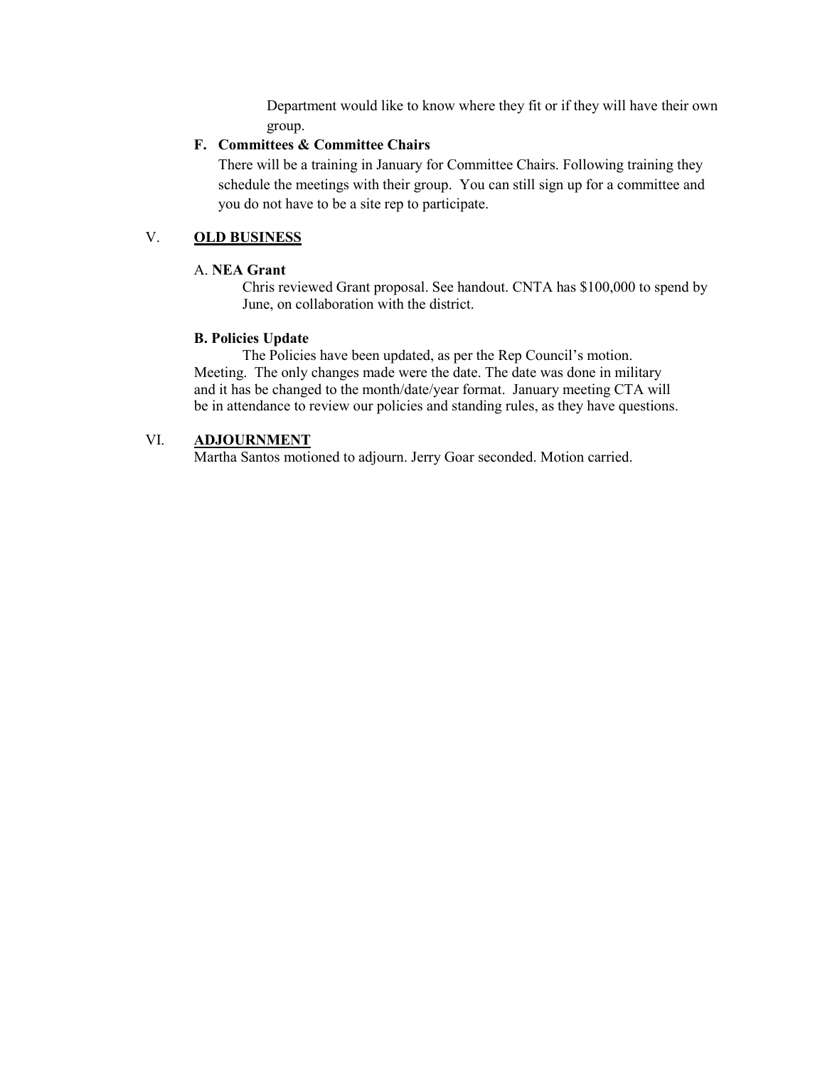Department would like to know where they fit or if they will have their own group.

**F. Committees & Committee Chairs**

There will be a training in January for Committee Chairs. Following training they schedule the meetings with their group. You can still sign up for a committee and you do not have to be a site rep to participate.

## V. OLD BUSINESS

A. **NEA Grant**

Chris reviewed Grant proposal. See handout. CNTA has $100,000 to spend by June, on collaboration with the district.

**B. Policies Update**

The Policies have been updated, as per the Rep Council's motion. Meeting. The only changes made were the date. The date was done in military and it has be changed to the month/date/year format. January meeting CTA will be in attendance to review our policies and standing rules, as they have questions.

## VI. ADJOURNMENT

Martha Santos motioned to adjourn. Jerry Goar seconded. Motion carried.